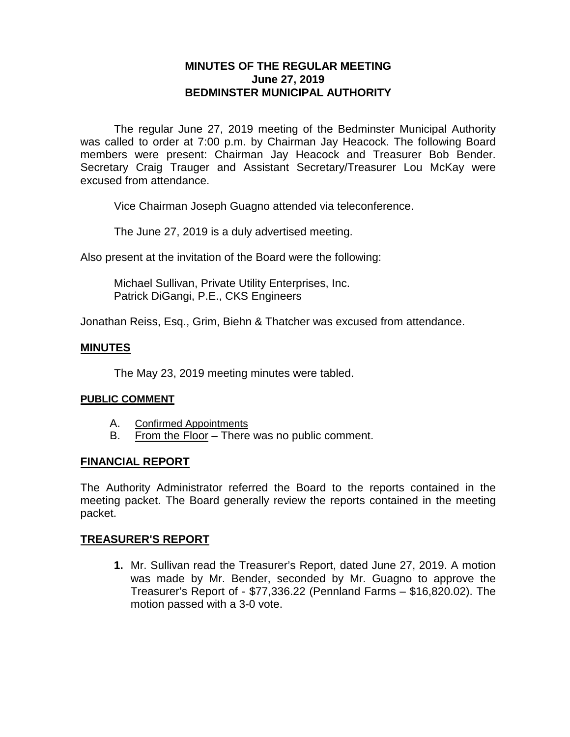# MINUTES OF THE REGULAR MEETING
# June 27, 2019
# BEDMINSTER MUNICIPAL AUTHORITY

The regular June 27, 2019 meeting of the Bedminster Municipal Authority was called to order at 7:00 p.m. by Chairman Jay Heacock. The following Board members were present: Chairman Jay Heacock and Treasurer Bob Bender. Secretary Craig Trauger and Assistant Secretary/Treasurer Lou McKay were excused from attendance.

Vice Chairman Joseph Guagno attended via teleconference.

The June 27, 2019 is a duly advertised meeting.

Also present at the invitation of the Board were the following:

Michael Sullivan, Private Utility Enterprises, Inc.
Patrick DiGangi, P.E., CKS Engineers

Jonathan Reiss, Esq., Grim, Biehn & Thatcher was excused from attendance.

## MINUTES

The May 23, 2019 meeting minutes were tabled.

## PUBLIC COMMENT

A. Confirmed Appointments
B. From the Floor – There was no public comment.

## FINANCIAL REPORT

The Authority Administrator referred the Board to the reports contained in the meeting packet. The Board generally review the reports contained in the meeting packet.

## TREASURER'S REPORT

1. Mr. Sullivan read the Treasurer's Report, dated June 27, 2019. A motion was made by Mr. Bender, seconded by Mr. Guagno to approve the Treasurer's Report of - $77,336.22 (Pennland Farms – $16,820.02). The motion passed with a 3-0 vote.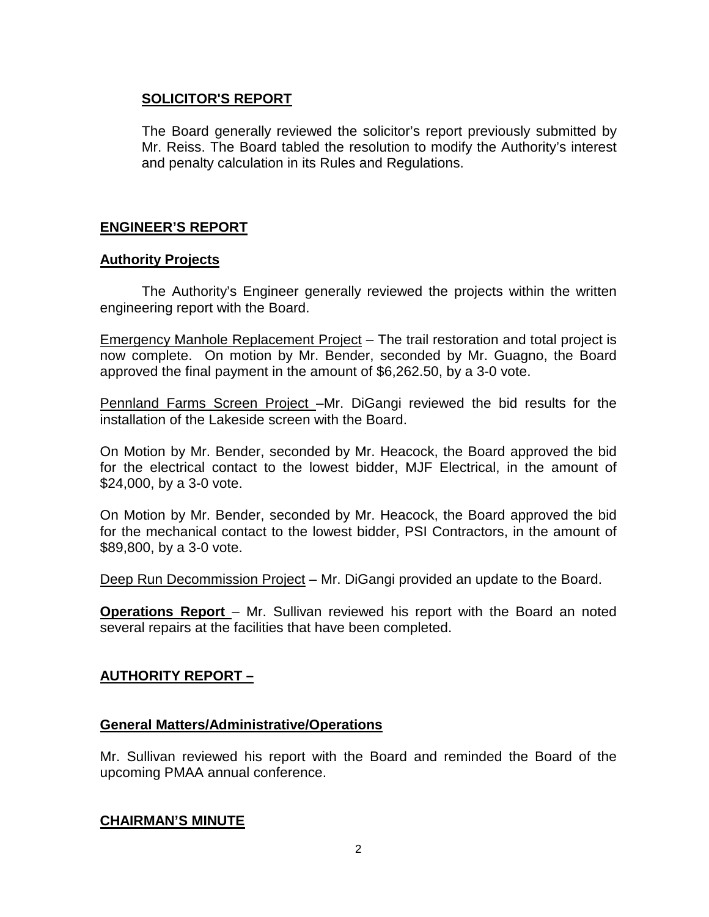## SOLICITOR'S REPORT

The Board generally reviewed the solicitor's report previously submitted by Mr. Reiss. The Board tabled the resolution to modify the Authority's interest and penalty calculation in its Rules and Regulations.

## ENGINEER'S REPORT

### Authority Projects

The Authority's Engineer generally reviewed the projects within the written engineering report with the Board.

Emergency Manhole Replacement Project – The trail restoration and total project is now complete. On motion by Mr. Bender, seconded by Mr. Guagno, the Board approved the final payment in the amount of $6,262.50, by a 3-0 vote.

Pennland Farms Screen Project –Mr. DiGangi reviewed the bid results for the installation of the Lakeside screen with the Board.

On Motion by Mr. Bender, seconded by Mr. Heacock, the Board approved the bid for the electrical contact to the lowest bidder, MJF Electrical, in the amount of $24,000, by a 3-0 vote.

On Motion by Mr. Bender, seconded by Mr. Heacock, the Board approved the bid for the mechanical contact to the lowest bidder, PSI Contractors, in the amount of $89,800, by a 3-0 vote.

Deep Run Decommission Project – Mr. DiGangi provided an update to the Board.

**Operations Report** – Mr. Sullivan reviewed his report with the Board an noted several repairs at the facilities that have been completed.

## AUTHORITY REPORT –

### General Matters/Administrative/Operations

Mr. Sullivan reviewed his report with the Board and reminded the Board of the upcoming PMAA annual conference.

## CHAIRMAN'S MINUTE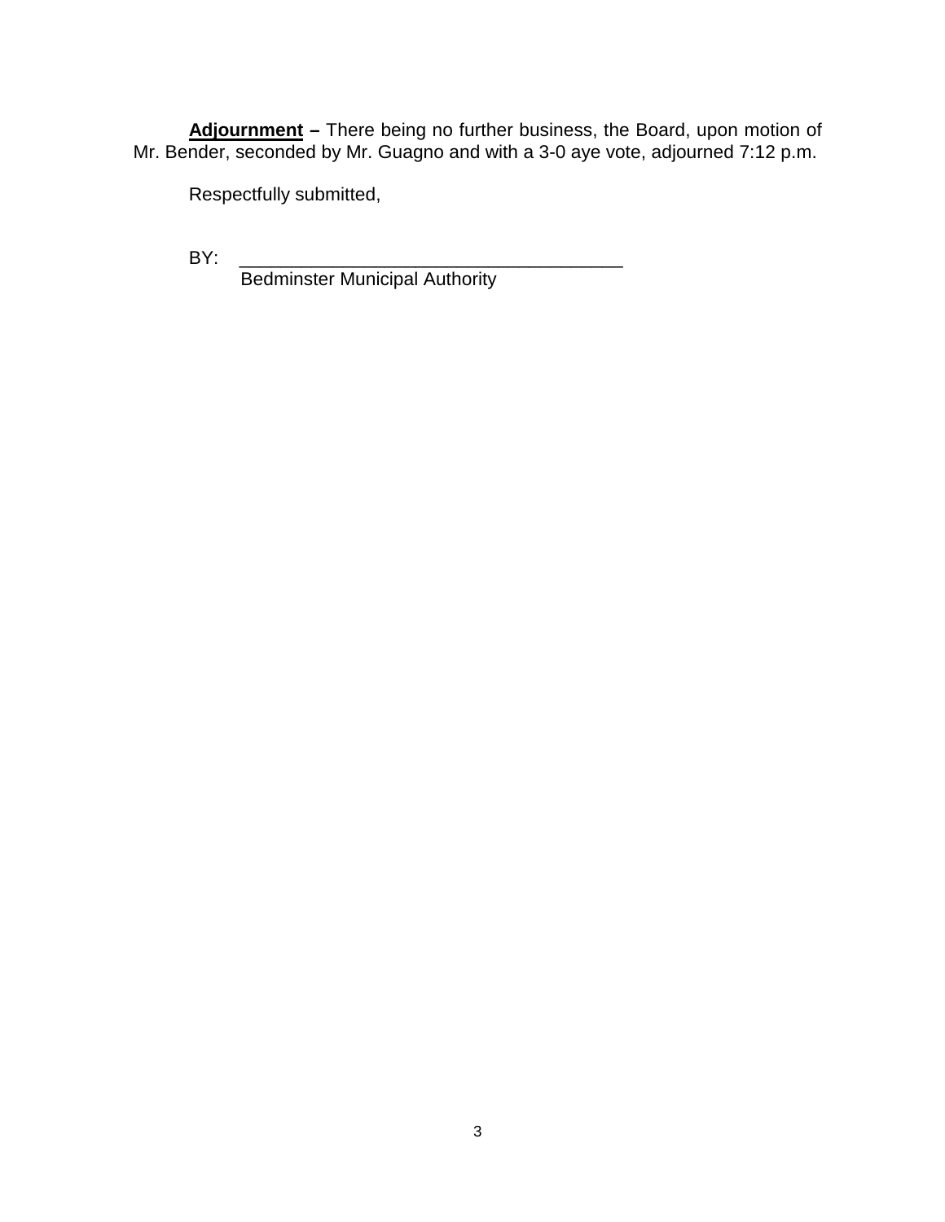**Adjournment** – There being no further business, the Board, upon motion of Mr. Bender, seconded by Mr. Guagno and with a 3-0 aye vote, adjourned 7:12 p.m.

Respectfully submitted,

BY: ______________________________________
Bedminster Municipal Authority